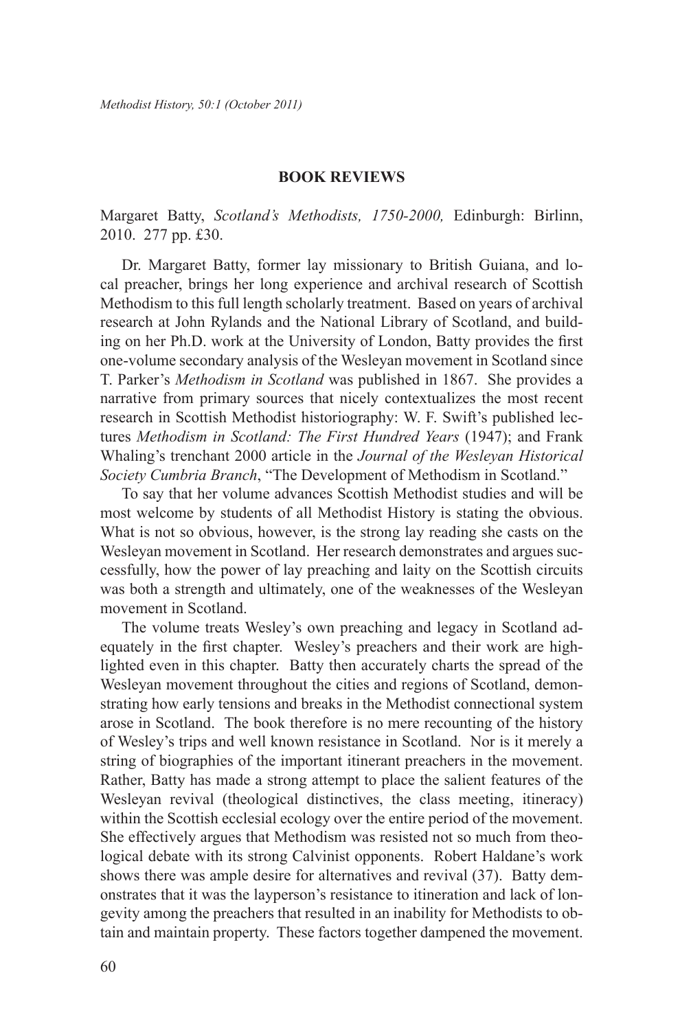## BOOK REVIEWS

Margaret Batty, *Scotland's Methodists, 1750-2000,* Edinburgh: Birlinn, 2010. 277 pp. £30.

Dr. Margaret Batty, former lay missionary to British Guiana, and local preacher, brings her long experience and archival research of Scottish Methodism to this full length scholarly treatment. Based on years of archival research at John Rylands and the National Library of Scotland, and building on her Ph.D. work at the University of London, Batty provides the first one-volume secondary analysis of the Wesleyan movement in Scotland since T. Parker's *Methodism in Scotland* was published in 1867. She provides a narrative from primary sources that nicely contextualizes the most recent research in Scottish Methodist historiography: W. F. Swift's published lectures *Methodism in Scotland: The First Hundred Years* (1947); and Frank Whaling's trenchant 2000 article in the *Journal of the Wesleyan Historical Society Cumbria Branch*, "The Development of Methodism in Scotland."

To say that her volume advances Scottish Methodist studies and will be most welcome by students of all Methodist History is stating the obvious. What is not so obvious, however, is the strong lay reading she casts on the Wesleyan movement in Scotland. Her research demonstrates and argues successfully, how the power of lay preaching and laity on the Scottish circuits was both a strength and ultimately, one of the weaknesses of the Wesleyan movement in Scotland.

The volume treats Wesley's own preaching and legacy in Scotland adequately in the first chapter. Wesley's preachers and their work are highlighted even in this chapter. Batty then accurately charts the spread of the Wesleyan movement throughout the cities and regions of Scotland, demonstrating how early tensions and breaks in the Methodist connectional system arose in Scotland. The book therefore is no mere recounting of the history of Wesley's trips and well known resistance in Scotland. Nor is it merely a string of biographies of the important itinerant preachers in the movement. Rather, Batty has made a strong attempt to place the salient features of the Wesleyan revival (theological distinctives, the class meeting, itineracy) within the Scottish ecclesial ecology over the entire period of the movement. She effectively argues that Methodism was resisted not so much from theological debate with its strong Calvinist opponents. Robert Haldane's work shows there was ample desire for alternatives and revival (37). Batty demonstrates that it was the layperson's resistance to itineration and lack of longevity among the preachers that resulted in an inability for Methodists to obtain and maintain property. These factors together dampened the movement.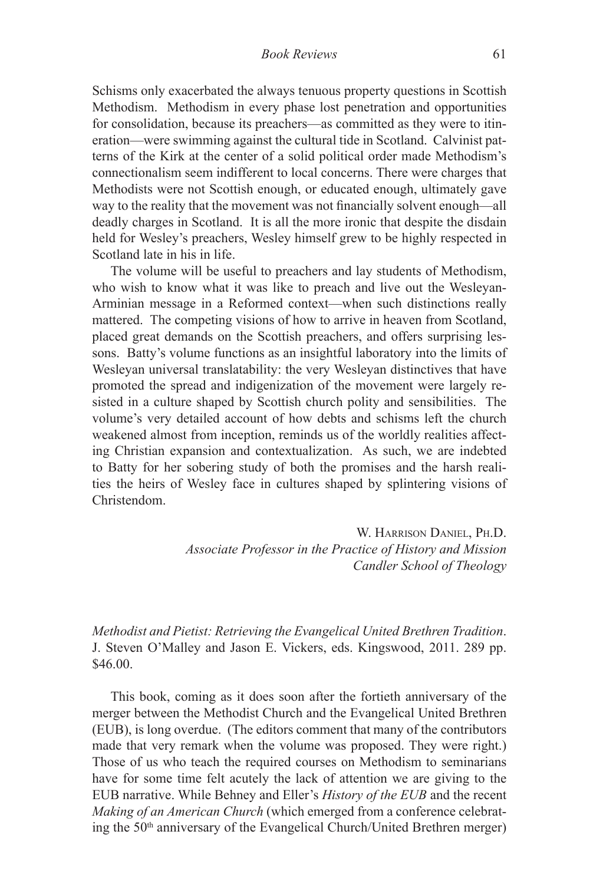Schisms only exacerbated the always tenuous property questions in Scottish Methodism. Methodism in every phase lost penetration and opportunities for consolidation, because its preachers—as committed as they were to itineration—were swimming against the cultural tide in Scotland. Calvinist patterns of the Kirk at the center of a solid political order made Methodism's connectionalism seem indifferent to local concerns. There were charges that Methodists were not Scottish enough, or educated enough, ultimately gave way to the reality that the movement was not financially solvent enough—all deadly charges in Scotland. It is all the more ironic that despite the disdain held for Wesley's preachers, Wesley himself grew to be highly respected in Scotland late in his in life.

The volume will be useful to preachers and lay students of Methodism, who wish to know what it was like to preach and live out the Wesleyan-Arminian message in a Reformed context—when such distinctions really mattered. The competing visions of how to arrive in heaven from Scotland, placed great demands on the Scottish preachers, and offers surprising lessons. Batty's volume functions as an insightful laboratory into the limits of Wesleyan universal translatability: the very Wesleyan distinctives that have promoted the spread and indigenization of the movement were largely resisted in a culture shaped by Scottish church polity and sensibilities. The volume's very detailed account of how debts and schisms left the church weakened almost from inception, reminds us of the worldly realities affecting Christian expansion and contextualization. As such, we are indebted to Batty for her sobering study of both the promises and the harsh realities the heirs of Wesley face in cultures shaped by splintering visions of Christendom.

W. Harrison Daniel, Ph.D.
*Associate Professor in the Practice of History and Mission*
*Candler School of Theology*

*Methodist and Pietist: Retrieving the Evangelical United Brethren Tradition*. J. Steven O'Malley and Jason E. Vickers, eds. Kingswood, 2011. 289 pp. $46.00.

This book, coming as it does soon after the fortieth anniversary of the merger between the Methodist Church and the Evangelical United Brethren (EUB), is long overdue. (The editors comment that many of the contributors made that very remark when the volume was proposed. They were right.) Those of us who teach the required courses on Methodism to seminarians have for some time felt acutely the lack of attention we are giving to the EUB narrative. While Behney and Eller's *History of the EUB* and the recent *Making of an American Church* (which emerged from a conference celebrating the 50th anniversary of the Evangelical Church/United Brethren merger)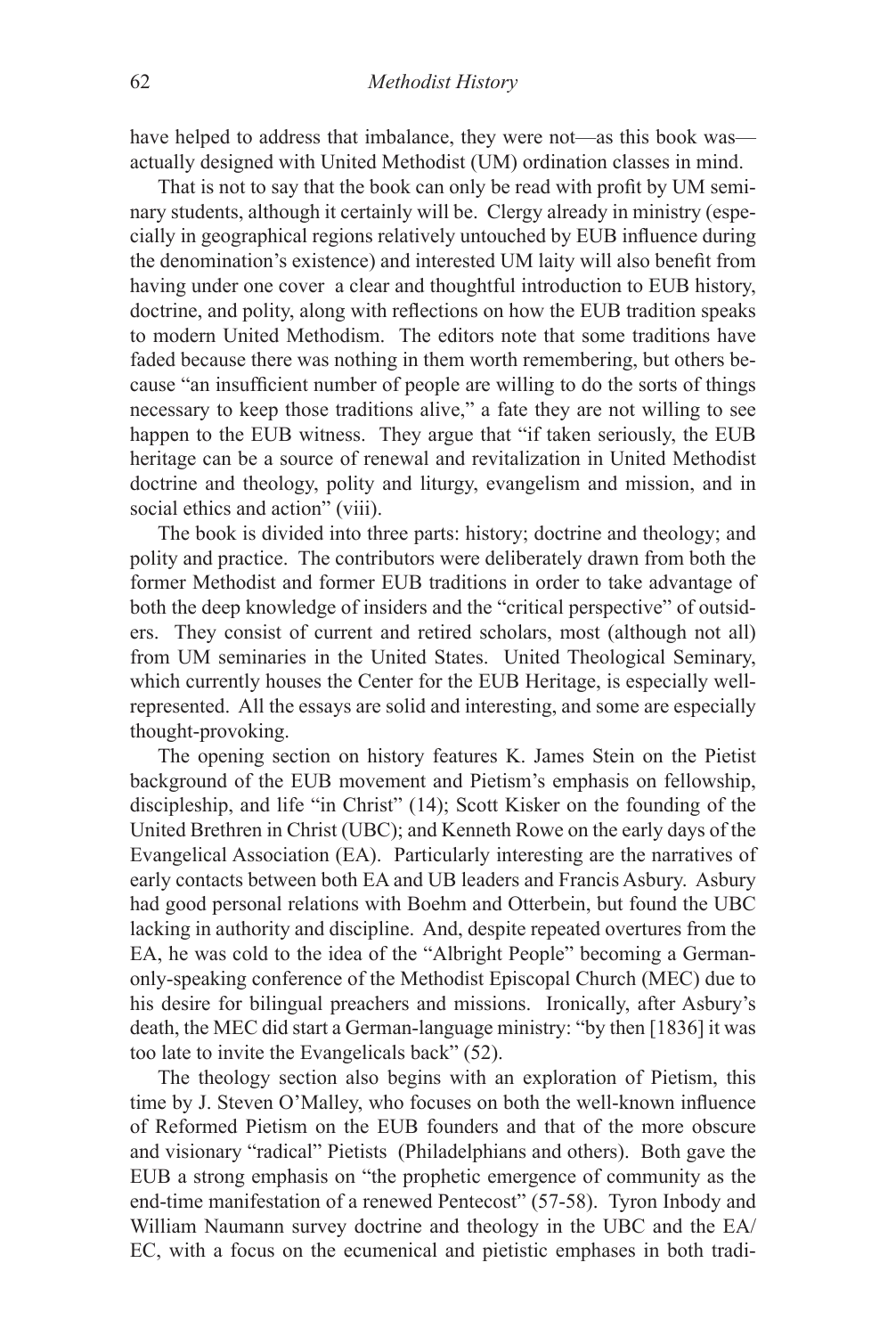have helped to address that imbalance, they were not—as this book was—actually designed with United Methodist (UM) ordination classes in mind.

That is not to say that the book can only be read with profit by UM seminary students, although it certainly will be. Clergy already in ministry (especially in geographical regions relatively untouched by EUB influence during the denomination's existence) and interested UM laity will also benefit from having under one cover a clear and thoughtful introduction to EUB history, doctrine, and polity, along with reflections on how the EUB tradition speaks to modern United Methodism. The editors note that some traditions have faded because there was nothing in them worth remembering, but others because "an insufficient number of people are willing to do the sorts of things necessary to keep those traditions alive," a fate they are not willing to see happen to the EUB witness. They argue that "if taken seriously, the EUB heritage can be a source of renewal and revitalization in United Methodist doctrine and theology, polity and liturgy, evangelism and mission, and in social ethics and action" (viii).

The book is divided into three parts: history; doctrine and theology; and polity and practice. The contributors were deliberately drawn from both the former Methodist and former EUB traditions in order to take advantage of both the deep knowledge of insiders and the "critical perspective" of outsiders. They consist of current and retired scholars, most (although not all) from UM seminaries in the United States. United Theological Seminary, which currently houses the Center for the EUB Heritage, is especially well-represented. All the essays are solid and interesting, and some are especially thought-provoking.

The opening section on history features K. James Stein on the Pietist background of the EUB movement and Pietism's emphasis on fellowship, discipleship, and life "in Christ" (14); Scott Kisker on the founding of the United Brethren in Christ (UBC); and Kenneth Rowe on the early days of the Evangelical Association (EA). Particularly interesting are the narratives of early contacts between both EA and UB leaders and Francis Asbury. Asbury had good personal relations with Boehm and Otterbein, but found the UBC lacking in authority and discipline. And, despite repeated overtures from the EA, he was cold to the idea of the "Albright People" becoming a German-only-speaking conference of the Methodist Episcopal Church (MEC) due to his desire for bilingual preachers and missions. Ironically, after Asbury's death, the MEC did start a German-language ministry: "by then [1836] it was too late to invite the Evangelicals back" (52).

The theology section also begins with an exploration of Pietism, this time by J. Steven O'Malley, who focuses on both the well-known influence of Reformed Pietism on the EUB founders and that of the more obscure and visionary "radical" Pietists (Philadelphians and others). Both gave the EUB a strong emphasis on "the prophetic emergence of community as the end-time manifestation of a renewed Pentecost" (57-58). Tyron Inbody and William Naumann survey doctrine and theology in the UBC and the EA/EC, with a focus on the ecumenical and pietistic emphases in both tradi-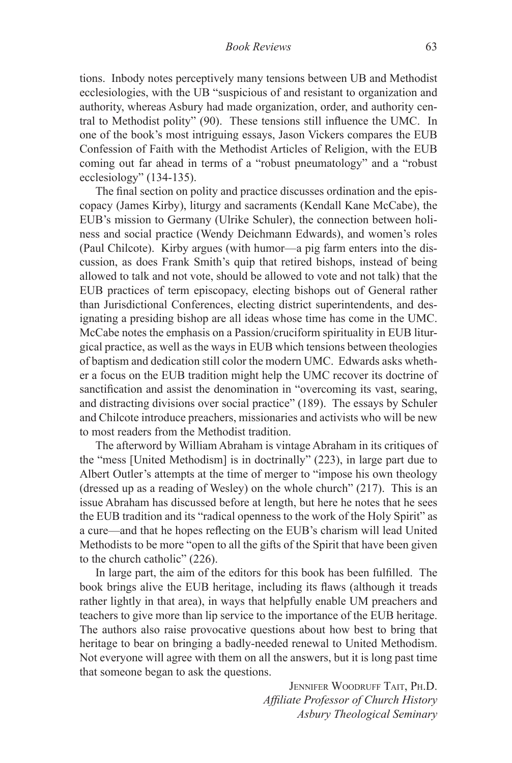tions. Inbody notes perceptively many tensions between UB and Methodist ecclesiologies, with the UB "suspicious of and resistant to organization and authority, whereas Asbury had made organization, order, and authority central to Methodist polity" (90). These tensions still influence the UMC. In one of the book's most intriguing essays, Jason Vickers compares the EUB Confession of Faith with the Methodist Articles of Religion, with the EUB coming out far ahead in terms of a "robust pneumatology" and a "robust ecclesiology" (134-135).

The final section on polity and practice discusses ordination and the episcopacy (James Kirby), liturgy and sacraments (Kendall Kane McCabe), the EUB's mission to Germany (Ulrike Schuler), the connection between holiness and social practice (Wendy Deichmann Edwards), and women's roles (Paul Chilcote). Kirby argues (with humor—a pig farm enters into the discussion, as does Frank Smith's quip that retired bishops, instead of being allowed to talk and not vote, should be allowed to vote and not talk) that the EUB practices of term episcopacy, electing bishops out of General rather than Jurisdictional Conferences, electing district superintendents, and designating a presiding bishop are all ideas whose time has come in the UMC. McCabe notes the emphasis on a Passion/cruciform spirituality in EUB liturgical practice, as well as the ways in EUB which tensions between theologies of baptism and dedication still color the modern UMC. Edwards asks whether a focus on the EUB tradition might help the UMC recover its doctrine of sanctification and assist the denomination in "overcoming its vast, searing, and distracting divisions over social practice" (189). The essays by Schuler and Chilcote introduce preachers, missionaries and activists who will be new to most readers from the Methodist tradition.

The afterword by William Abraham is vintage Abraham in its critiques of the "mess [United Methodism] is in doctrinally" (223), in large part due to Albert Outler's attempts at the time of merger to "impose his own theology (dressed up as a reading of Wesley) on the whole church" (217). This is an issue Abraham has discussed before at length, but here he notes that he sees the EUB tradition and its "radical openness to the work of the Holy Spirit" as a cure—and that he hopes reflecting on the EUB's charism will lead United Methodists to be more "open to all the gifts of the Spirit that have been given to the church catholic" (226).

In large part, the aim of the editors for this book has been fulfilled. The book brings alive the EUB heritage, including its flaws (although it treads rather lightly in that area), in ways that helpfully enable UM preachers and teachers to give more than lip service to the importance of the EUB heritage. The authors also raise provocative questions about how best to bring that heritage to bear on bringing a badly-needed renewal to United Methodism. Not everyone will agree with them on all the answers, but it is long past time that someone began to ask the questions.

Jennifer Woodruff Tait, Ph.D.
*Affiliate Professor of Church History*
*Asbury Theological Seminary*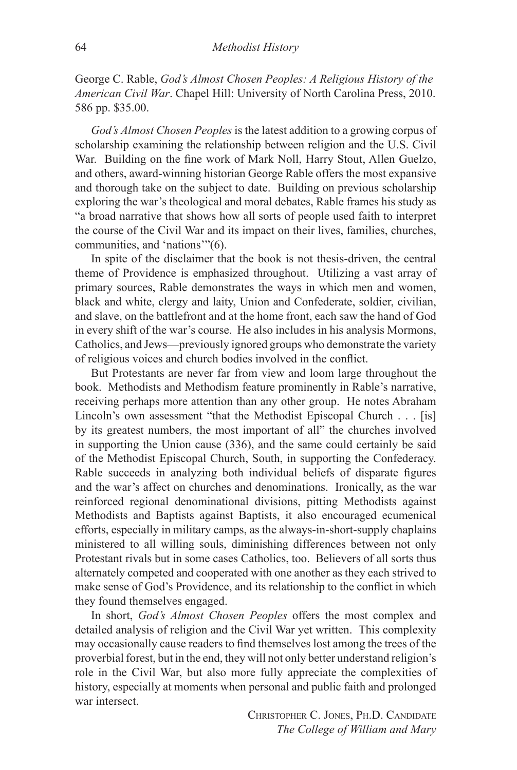George C. Rable, *God's Almost Chosen Peoples: A Religious History of the American Civil War*. Chapel Hill: University of North Carolina Press, 2010. 586 pp. $35.00.

*God's Almost Chosen Peoples* is the latest addition to a growing corpus of scholarship examining the relationship between religion and the U.S. Civil War. Building on the fine work of Mark Noll, Harry Stout, Allen Guelzo, and others, award-winning historian George Rable offers the most expansive and thorough take on the subject to date. Building on previous scholarship exploring the war's theological and moral debates, Rable frames his study as "a broad narrative that shows how all sorts of people used faith to interpret the course of the Civil War and its impact on their lives, families, churches, communities, and 'nations'"(6).

In spite of the disclaimer that the book is not thesis-driven, the central theme of Providence is emphasized throughout. Utilizing a vast array of primary sources, Rable demonstrates the ways in which men and women, black and white, clergy and laity, Union and Confederate, soldier, civilian, and slave, on the battlefront and at the home front, each saw the hand of God in every shift of the war's course. He also includes in his analysis Mormons, Catholics, and Jews—previously ignored groups who demonstrate the variety of religious voices and church bodies involved in the conflict.

But Protestants are never far from view and loom large throughout the book. Methodists and Methodism feature prominently in Rable's narrative, receiving perhaps more attention than any other group. He notes Abraham Lincoln's own assessment "that the Methodist Episcopal Church . . . [is] by its greatest numbers, the most important of all" the churches involved in supporting the Union cause (336), and the same could certainly be said of the Methodist Episcopal Church, South, in supporting the Confederacy. Rable succeeds in analyzing both individual beliefs of disparate figures and the war's affect on churches and denominations. Ironically, as the war reinforced regional denominational divisions, pitting Methodists against Methodists and Baptists against Baptists, it also encouraged ecumenical efforts, especially in military camps, as the always-in-short-supply chaplains ministered to all willing souls, diminishing differences between not only Protestant rivals but in some cases Catholics, too. Believers of all sorts thus alternately competed and cooperated with one another as they each strived to make sense of God's Providence, and its relationship to the conflict in which they found themselves engaged.

In short, *God's Almost Chosen Peoples* offers the most complex and detailed analysis of religion and the Civil War yet written. This complexity may occasionally cause readers to find themselves lost among the trees of the proverbial forest, but in the end, they will not only better understand religion's role in the Civil War, but also more fully appreciate the complexities of history, especially at moments when personal and public faith and prolonged war intersect.

Christopher C. Jones, Ph.D. Candidate
*The College of William and Mary*